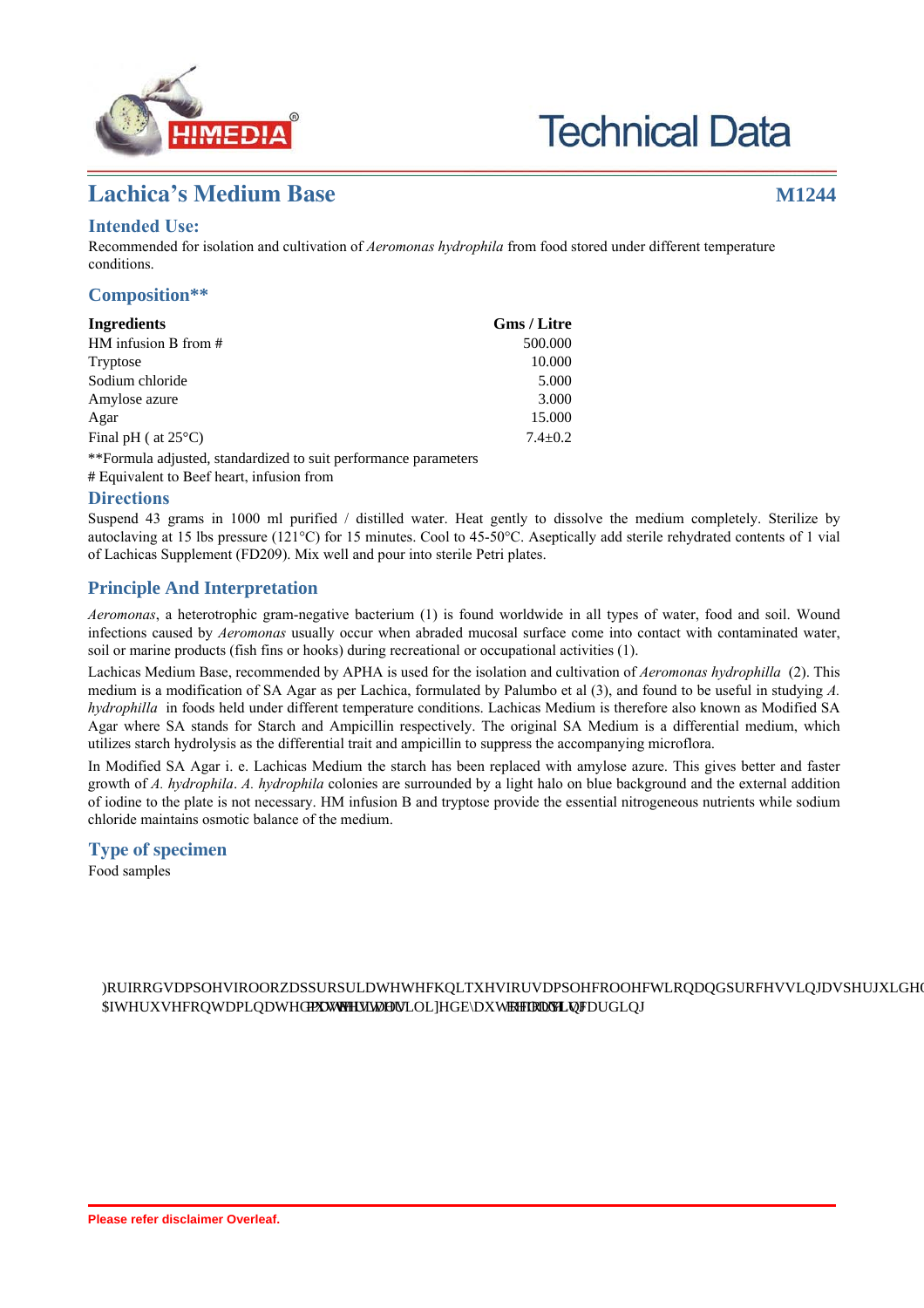# Lachica's Medium Base

**M1244**

## Intended Use:

Recommended for isolation and cultivation of *Aeromonas hydrophila* from food stored under different temperature conditions.

## Composition**

| Ingredients | Gms / Litre |
|---|---|
| HM infusion B from # | 500.000 |
| Tryptose | 10.000 |
| Sodium chloride | 5.000 |
| Amylose azure | 3.000 |
| Agar | 15.000 |
| Final pH ( at 25°C) | 7.4±0.2 |

**Formula adjusted, standardized to suit performance parameters

# Equivalent to Beef heart, infusion from

## Directions

Suspend 43 grams in 1000 ml purified / distilled water. Heat gently to dissolve the medium completely. Sterilize by autoclaving at 15 lbs pressure (121°C) for 15 minutes. Cool to 45-50°C. Aseptically add sterile rehydrated contents of 1 vial of Lachicas Supplement (FD209). Mix well and pour into sterile Petri plates.

## Principle And Interpretation

*Aeromonas*, a heterotrophic gram-negative bacterium (1) is found worldwide in all types of water, food and soil. Wound infections caused by *Aeromonas* usually occur when abraded mucosal surface come into contact with contaminated water, soil or marine products (fish fins or hooks) during recreational or occupational activities (1).

Lachicas Medium Base, recommended by APHA is used for the isolation and cultivation of *Aeromonas hydrophilla* (2). This medium is a modification of SA Agar as per Lachica, formulated by Palumbo et al (3), and found to be useful in studying *A. hydrophilla* in foods held under different temperature conditions. Lachicas Medium is therefore also known as Modified SA Agar where SA stands for Starch and Ampicillin respectively. The original SA Medium is a differential medium, which utilizes starch hydrolysis as the differential trait and ampicillin to suppress the accompanying microflora.

In Modified SA Agar i. e. Lachicas Medium the starch has been replaced with amylose azure. This gives better and faster growth of *A. hydrophila*. *A. hydrophila* colonies are surrounded by a light halo on blue background and the external addition of iodine to the plate is not necessary. HM infusion B and tryptose provide the essential nitrogeneous nutrients while sodium chloride maintains osmotic balance of the medium.

## Type of specimen

Food samples

)RUIRRGVDPSOHVIROORZDSSURSULDWHWHFKQLTXHVIRUVDPSOHFROOHFWLRQDQGSURFHVVLQJDVSHUJXLGH
$IWHUXVHFRQWDPLQDWHGPDWHULDOVPXVWEHVWHULOL]HGE\DXWRFODYLQJ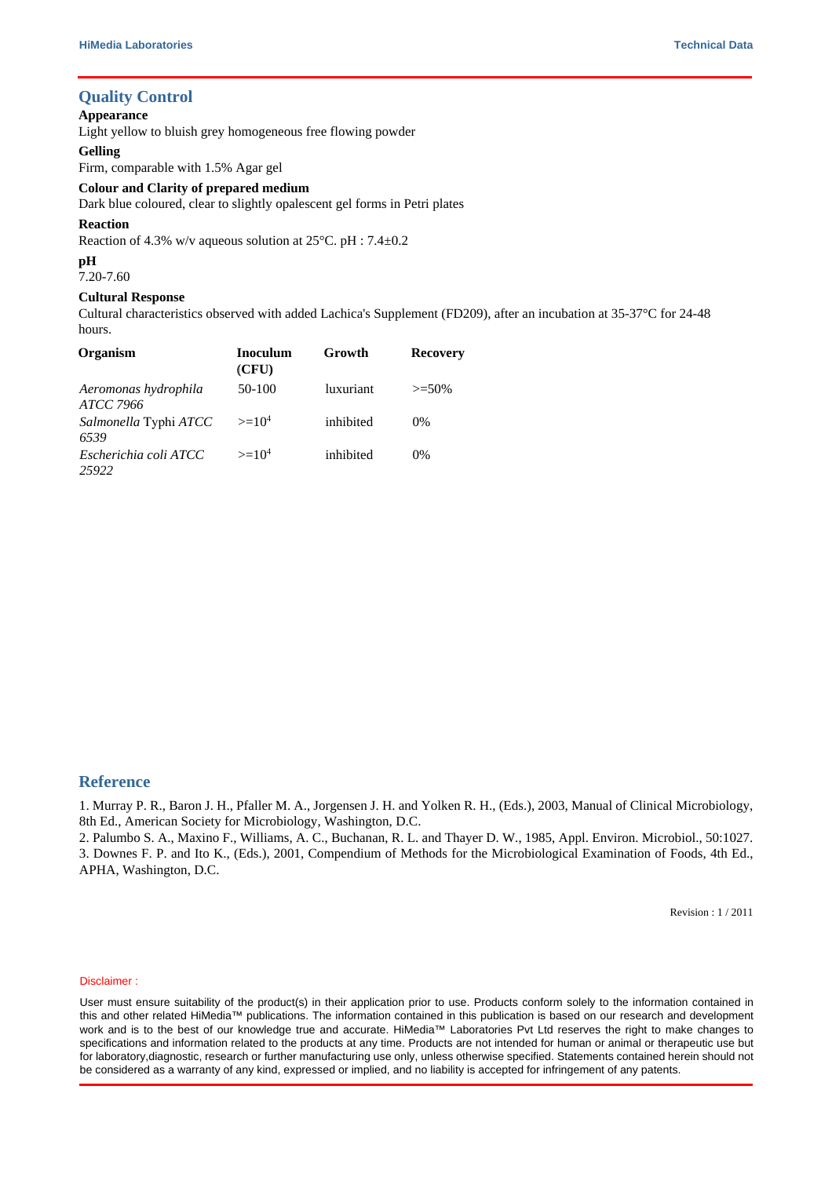## Quality Control

**Appearance**

Light yellow to bluish grey homogeneous free flowing powder

**Gelling**

Firm, comparable with 1.5% Agar gel

**Colour and Clarity of prepared medium**

Dark blue coloured, clear to slightly opalescent gel forms in Petri plates

**Reaction**

Reaction of 4.3% w/v aqueous solution at 25°C. pH : 7.4±0.2

**pH**

7.20-7.60

**Cultural Response**

Cultural characteristics observed with added Lachica's Supplement (FD209), after an incubation at 35-37°C for 24-48 hours.

| Organism | Inoculum (CFU) | Growth | Recovery |
|---|---|---|---|
| *Aeromonas hydrophila ATCC 7966* | 50-100 | luxuriant | >=50% |
| *Salmonella* Typhi *ATCC 6539* | $>=10^4$ | inhibited | 0% |
| *Escherichia coli ATCC 25922* | $>=10^4$ | inhibited | 0% |

## Reference

1. Murray P. R., Baron J. H., Pfaller M. A., Jorgensen J. H. and Yolken R. H., (Eds.), 2003, Manual of Clinical Microbiology, 8th Ed., American Society for Microbiology, Washington, D.C.
2. Palumbo S. A., Maxino F., Williams, A. C., Buchanan, R. L. and Thayer D. W., 1985, Appl. Environ. Microbiol., 50:1027.
3. Downes F. P. and Ito K., (Eds.), 2001, Compendium of Methods for the Microbiological Examination of Foods, 4th Ed., APHA, Washington, D.C.

Revision : 1 / 2011

Disclaimer :

User must ensure suitability of the product(s) in their application prior to use. Products conform solely to the information contained in this and other related HiMedia™ publications. The information contained in this publication is based on our research and development work and is to the best of our knowledge true and accurate. HiMedia™ Laboratories Pvt Ltd reserves the right to make changes to specifications and information related to the products at any time. Products are not intended for human or animal or therapeutic use but for laboratory,diagnostic, research or further manufacturing use only, unless otherwise specified. Statements contained herein should not be considered as a warranty of any kind, expressed or implied, and no liability is accepted for infringement of any patents.